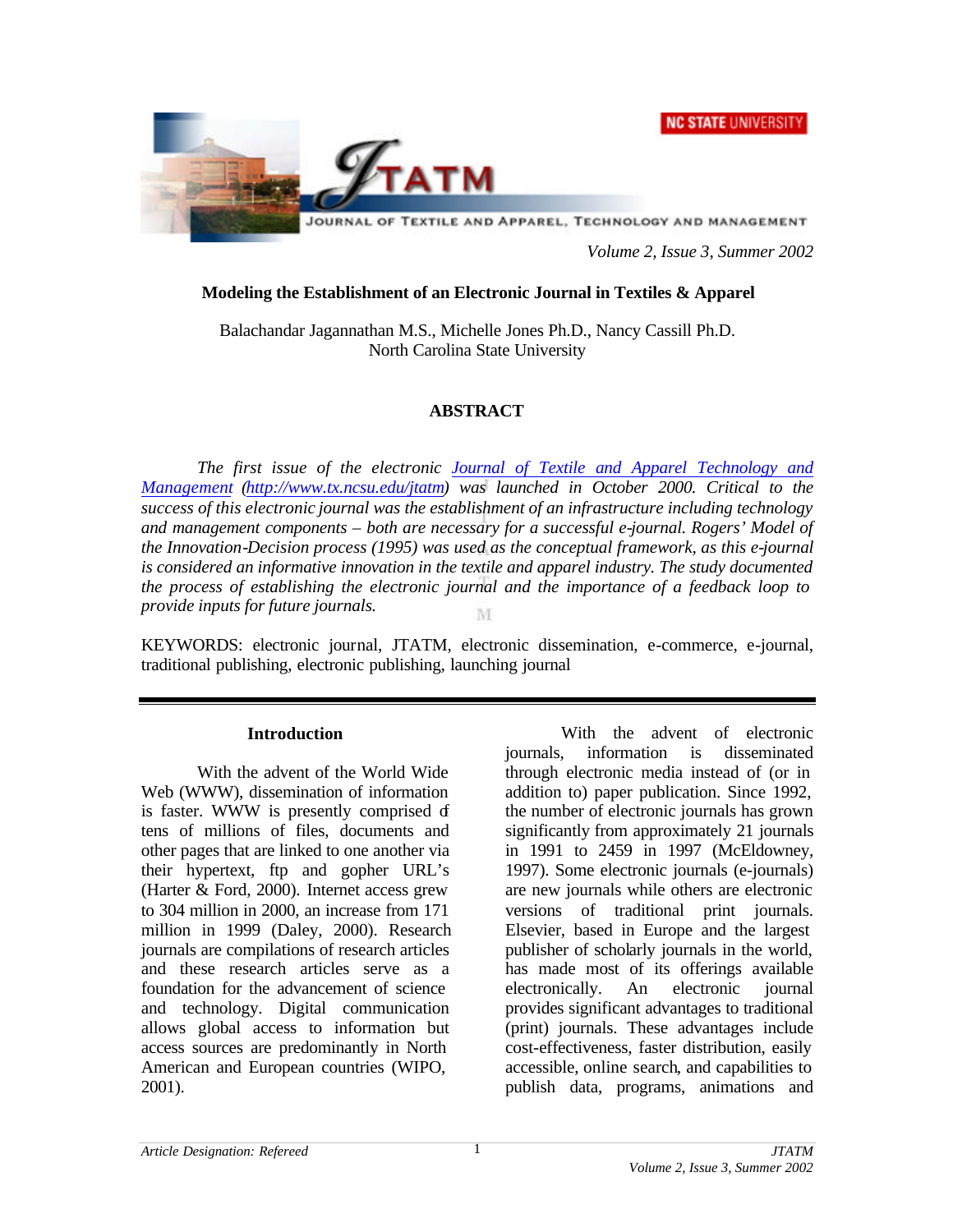# Modeling the Establishment of an Electronic Journal in Textiles & Apparel

Balachandar Jagannathan M.S., Michelle Jones Ph.D., Nancy Cassill Ph.D.
North Carolina State University

## ABSTRACT

*The first issue of the electronic Journal of Textile and Apparel Technology and Management (http://www.tx.ncsu.edu/jtatm) was launched in October 2000. Critical to the success of this electronic journal was the establishment of an infrastructure including technology and management components – both are necessary for a successful e-journal. Rogers' Model of the Innovation-Decision process (1995) was used as the conceptual framework, as this e-journal is considered an informative innovation in the textile and apparel industry. The study documented the process of establishing the electronic journal and the importance of a feedback loop to provide inputs for future journals.*

KEYWORDS: electronic journal, JTATM, electronic dissemination, e-commerce, e-journal, traditional publishing, electronic publishing, launching journal

## Introduction

With the advent of the World Wide Web (WWW), dissemination of information is faster. WWW is presently comprised of tens of millions of files, documents and other pages that are linked to one another via their hypertext, ftp and gopher URL's (Harter & Ford, 2000). Internet access grew to 304 million in 2000, an increase from 171 million in 1999 (Daley, 2000). Research journals are compilations of research articles and these research articles serve as a foundation for the advancement of science and technology. Digital communication allows global access to information but access sources are predominantly in North American and European countries (WIPO, 2001).

With the advent of electronic journals, information is disseminated through electronic media instead of (or in addition to) paper publication. Since 1992, the number of electronic journals has grown significantly from approximately 21 journals in 1991 to 2459 in 1997 (McEldowney, 1997). Some electronic journals (e-journals) are new journals while others are electronic versions of traditional print journals. Elsevier, based in Europe and the largest publisher of scholarly journals in the world, has made most of its offerings available electronically. An electronic journal provides significant advantages to traditional (print) journals. These advantages include cost-effectiveness, faster distribution, easily accessible, online search, and capabilities to publish data, programs, animations and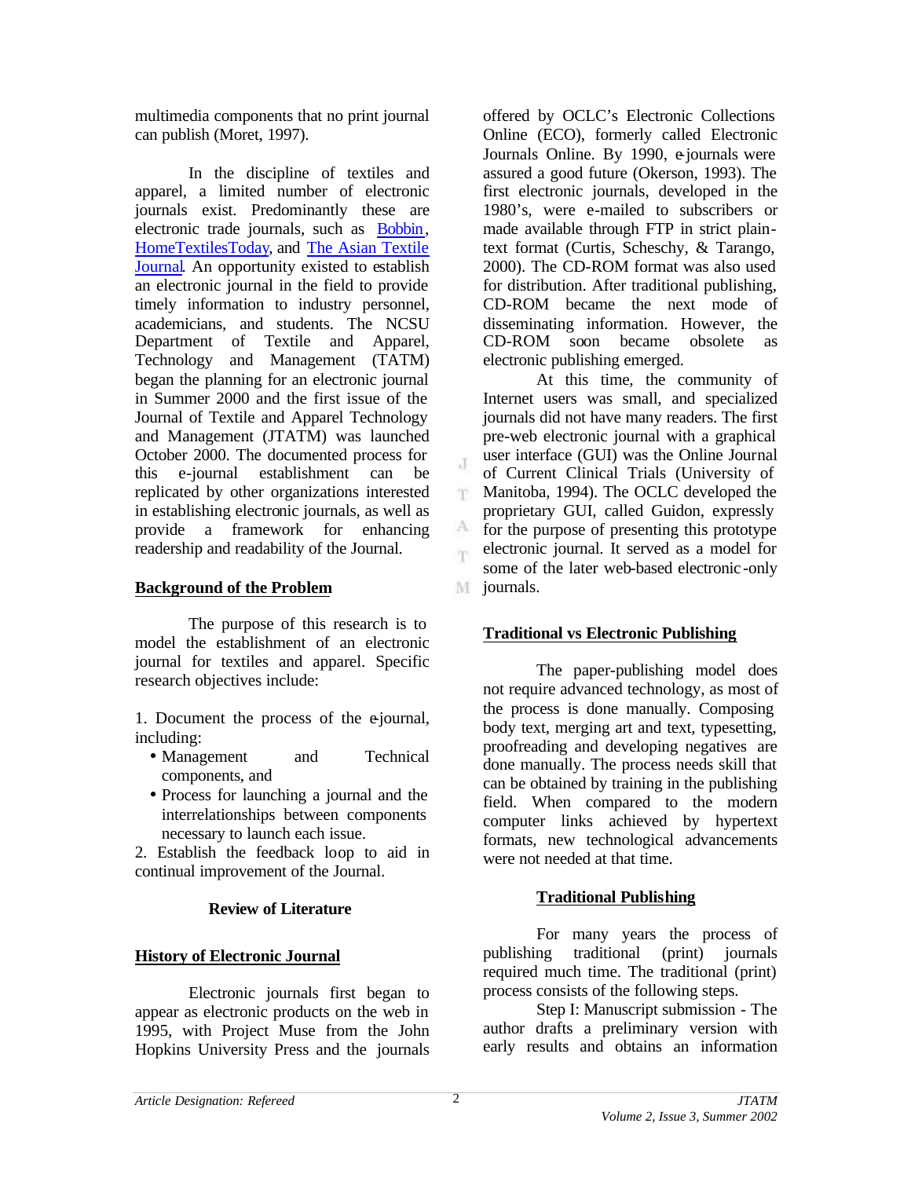multimedia components that no print journal can publish (Moret, 1997).

In the discipline of textiles and apparel, a limited number of electronic journals exist. Predominantly these are electronic trade journals, such as Bobbin, HomeTextilesToday, and The Asian Textile Journal. An opportunity existed to establish an electronic journal in the field to provide timely information to industry personnel, academicians, and students. The NCSU Department of Textile and Apparel, Technology and Management (TATM) began the planning for an electronic journal in Summer 2000 and the first issue of the Journal of Textile and Apparel Technology and Management (JTATM) was launched October 2000. The documented process for this e-journal establishment can be replicated by other organizations interested in establishing electronic journals, as well as provide a framework for enhancing readership and readability of the Journal.

## Background of the Problem

The purpose of this research is to model the establishment of an electronic journal for textiles and apparel. Specific research objectives include:

1. Document the process of the e-journal, including:
   - Management and Technical components, and
   - Process for launching a journal and the interrelationships between components necessary to launch each issue.
2. Establish the feedback loop to aid in continual improvement of the Journal.

## Review of Literature

### History of Electronic Journal

Electronic journals first began to appear as electronic products on the web in 1995, with Project Muse from the John Hopkins University Press and the journals offered by OCLC's Electronic Collections Online (ECO), formerly called Electronic Journals Online. By 1990, e-journals were assured a good future (Okerson, 1993). The first electronic journals, developed in the 1980's, were e-mailed to subscribers or made available through FTP in strict plain-text format (Curtis, Scheschy, & Tarango, 2000). The CD-ROM format was also used for distribution. After traditional publishing, CD-ROM became the next mode of disseminating information. However, the CD-ROM soon became obsolete as electronic publishing emerged.

At this time, the community of Internet users was small, and specialized journals did not have many readers. The first pre-web electronic journal with a graphical user interface (GUI) was the Online Journal of Current Clinical Trials (University of Manitoba, 1994). The OCLC developed the proprietary GUI, called Guidon, expressly for the purpose of presenting this prototype electronic journal. It served as a model for some of the later web-based electronic-only journals.

### Traditional vs Electronic Publishing

The paper-publishing model does not require advanced technology, as most of the process is done manually. Composing body text, merging art and text, typesetting, proofreading and developing negatives are done manually. The process needs skill that can be obtained by training in the publishing field. When compared to the modern computer links achieved by hypertext formats, new technological advancements were not needed at that time.

### Traditional Publishing

For many years the process of publishing traditional (print) journals required much time. The traditional (print) process consists of the following steps.

Step I: Manuscript submission - The author drafts a preliminary version with early results and obtains an information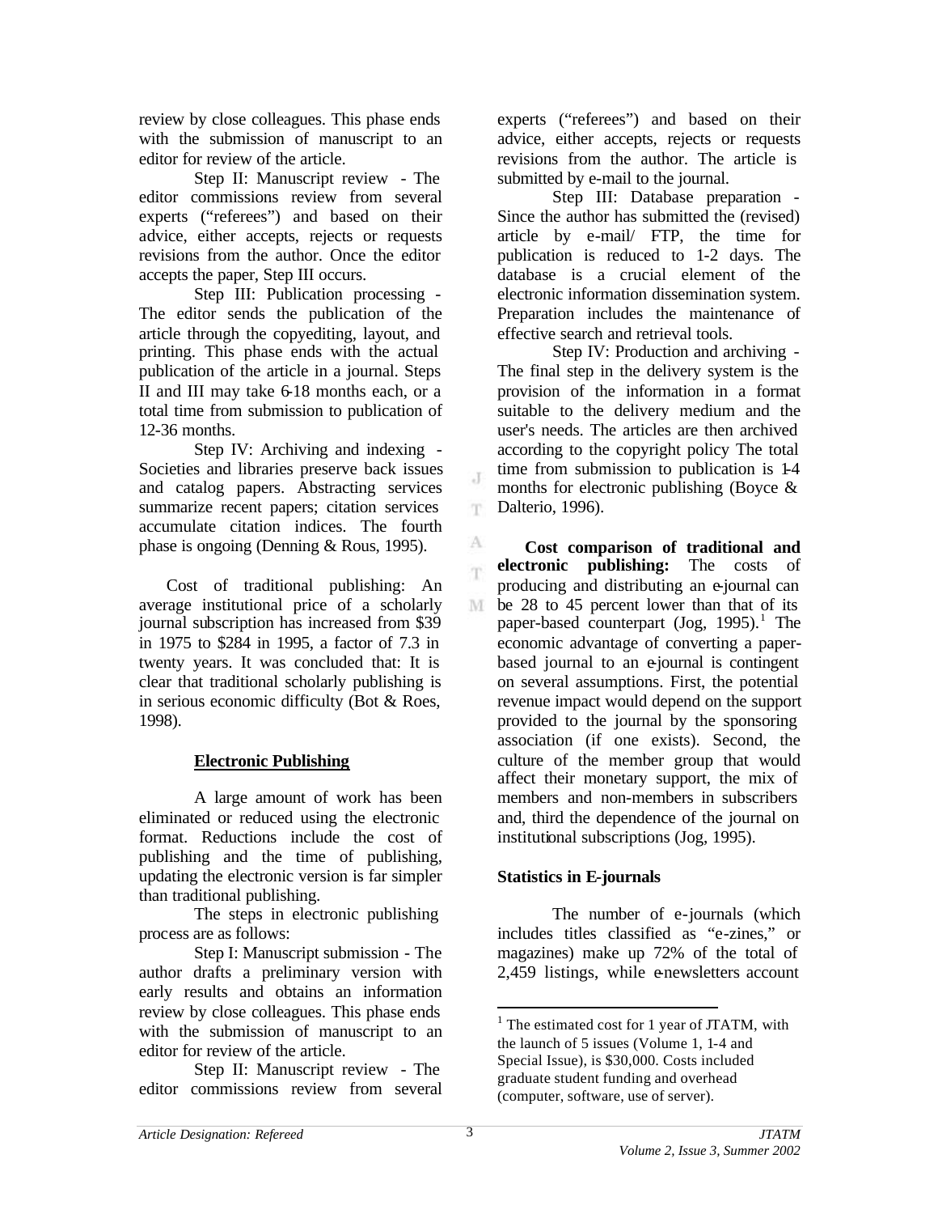review by close colleagues. This phase ends with the submission of manuscript to an editor for review of the article.

Step II: Manuscript review - The editor commissions review from several experts ("referees") and based on their advice, either accepts, rejects or requests revisions from the author. Once the editor accepts the paper, Step III occurs.

Step III: Publication processing - The editor sends the publication of the article through the copyediting, layout, and printing. This phase ends with the actual publication of the article in a journal. Steps II and III may take 6-18 months each, or a total time from submission to publication of 12-36 months.

Step IV: Archiving and indexing - Societies and libraries preserve back issues and catalog papers. Abstracting services summarize recent papers; citation services accumulate citation indices. The fourth phase is ongoing (Denning & Rous, 1995).

Cost of traditional publishing: An average institutional price of a scholarly journal subscription has increased from $39 in 1975 to $284 in 1995, a factor of 7.3 in twenty years. It was concluded that: It is clear that traditional scholarly publishing is in serious economic difficulty (Bot & Roes, 1998).

## Electronic Publishing

A large amount of work has been eliminated or reduced using the electronic format. Reductions include the cost of publishing and the time of publishing, updating the electronic version is far simpler than traditional publishing.

The steps in electronic publishing process are as follows:

Step I: Manuscript submission - The author drafts a preliminary version with early results and obtains an information review by close colleagues. This phase ends with the submission of manuscript to an editor for review of the article.

Step II: Manuscript review - The editor commissions review from several experts ("referees") and based on their advice, either accepts, rejects or requests revisions from the author. The article is submitted by e-mail to the journal.

Step III: Database preparation - Since the author has submitted the (revised) article by e-mail/ FTP, the time for publication is reduced to 1-2 days. The database is a crucial element of the electronic information dissemination system. Preparation includes the maintenance of effective search and retrieval tools.

Step IV: Production and archiving - The final step in the delivery system is the provision of the information in a format suitable to the delivery medium and the user's needs. The articles are then archived according to the copyright policy The total time from submission to publication is 1-4 months for electronic publishing (Boyce & Dalterio, 1996).

**Cost comparison of traditional and electronic publishing:** The costs of producing and distributing an e-journal can be 28 to 45 percent lower than that of its paper-based counterpart (Jog, 1995).[1] The economic advantage of converting a paper-based journal to an e-journal is contingent on several assumptions. First, the potential revenue impact would depend on the support provided to the journal by the sponsoring association (if one exists). Second, the culture of the member group that would affect their monetary support, the mix of members and non-members in subscribers and, third the dependence of the journal on institutional subscriptions (Jog, 1995).

### Statistics in E-journals

The number of e-journals (which includes titles classified as "e-zines," or magazines) make up 72% of the total of 2,459 listings, while e-newsletters account

[1] The estimated cost for 1 year of JTATM, with the launch of 5 issues (Volume 1, 1-4 and Special Issue), is $30,000. Costs included graduate student funding and overhead (computer, software, use of server).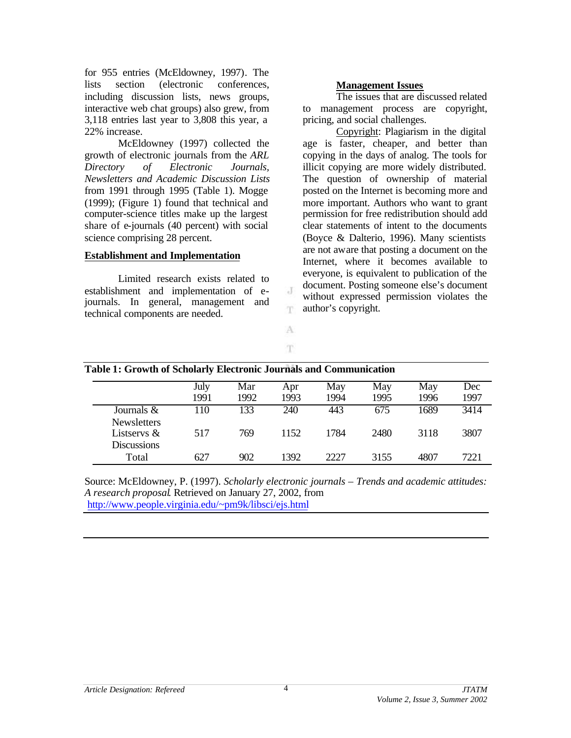for 955 entries (McEldowney, 1997). The lists section (electronic conferences, including discussion lists, news groups, interactive web chat groups) also grew, from 3,118 entries last year to 3,808 this year, a 22% increase.

McEldowney (1997) collected the growth of electronic journals from the *ARL Directory of Electronic Journals, Newsletters and Academic Discussion Lists* from 1991 through 1995 (Table 1). Mogge (1999); (Figure 1) found that technical and computer-science titles make up the largest share of e-journals (40 percent) with social science comprising 28 percent.

## Establishment and Implementation

Limited research exists related to establishment and implementation of e-journals. In general, management and technical components are needed.

## Management Issues

The issues that are discussed related to management process are copyright, pricing, and social challenges.

Copyright: Plagiarism in the digital age is faster, cheaper, and better than copying in the days of analog. The tools for illicit copying are more widely distributed. The question of ownership of material posted on the Internet is becoming more and more important. Authors who want to grant permission for free redistribution should add clear statements of intent to the documents (Boyce & Dalterio, 1996). Many scientists are not aware that posting a document on the Internet, where it becomes available to everyone, is equivalent to publication of the document. Posting someone else's document without expressed permission violates the author's copyright.

**Table 1: Growth of Scholarly Electronic Journals and Communication**

| | July 1991 | Mar 1992 | Apr 1993 | May 1994 | May 1995 | May 1996 | Dec 1997 |
|---|---|---|---|---|---|---|---|
| Journals & Newsletters | 110 | 133 | 240 | 443 | 675 | 1689 | 3414 |
| Listservs & Discussions | 517 | 769 | 1152 | 1784 | 2480 | 3118 | 3807 |
| Total | 627 | 902 | 1392 | 2227 | 3155 | 4807 | 7221 |

Source: McEldowney, P. (1997). *Scholarly electronic journals – Trends and academic attitudes: A research proposal*. Retrieved on January 27, 2002, from http://www.people.virginia.edu/~pm9k/libsci/ejs.html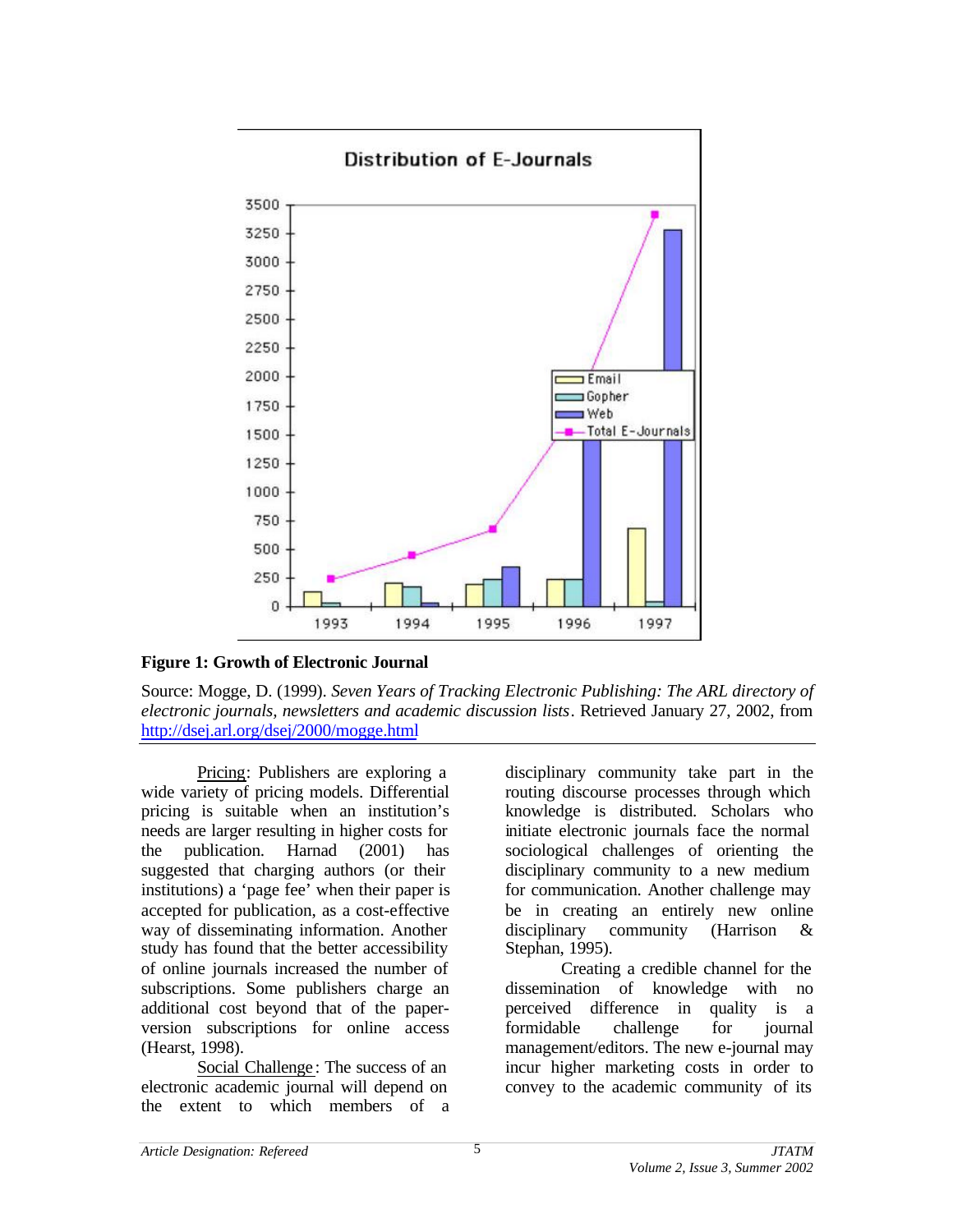**Figure 1: Growth of Electronic Journal**

Source: Mogge, D. (1999). *Seven Years of Tracking Electronic Publishing: The ARL directory of electronic journals, newsletters and academic discussion lists*. Retrieved January 27, 2002, from http://dsej.arl.org/dsej/2000/mogge.html

Pricing: Publishers are exploring a wide variety of pricing models. Differential pricing is suitable when an institution's needs are larger resulting in higher costs for the publication. Harnad (2001) has suggested that charging authors (or their institutions) a 'page fee' when their paper is accepted for publication, as a cost-effective way of disseminating information. Another study has found that the better accessibility of online journals increased the number of subscriptions. Some publishers charge an additional cost beyond that of the paper-version subscriptions for online access (Hearst, 1998).

Social Challenge: The success of an electronic academic journal will depend on the extent to which members of a disciplinary community take part in the routing discourse processes through which knowledge is distributed. Scholars who initiate electronic journals face the normal sociological challenges of orienting the disciplinary community to a new medium for communication. Another challenge may be in creating an entirely new online disciplinary community (Harrison & Stephan, 1995).

Creating a credible channel for the dissemination of knowledge with no perceived difference in quality is a formidable challenge for journal management/editors. The new e-journal may incur higher marketing costs in order to convey to the academic community of its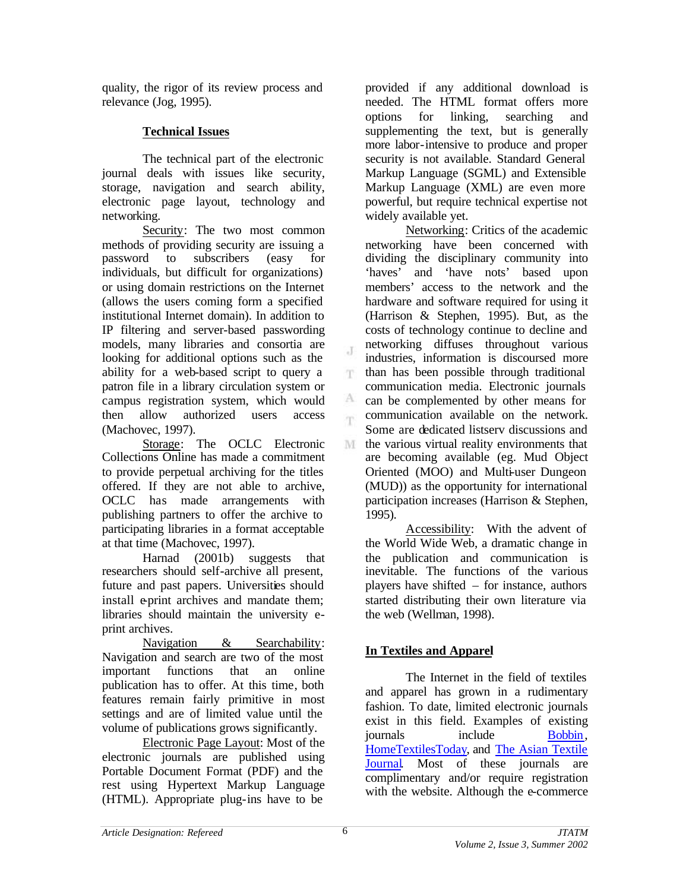quality, the rigor of its review process and relevance (Jog, 1995).

## Technical Issues

The technical part of the electronic journal deals with issues like security, storage, navigation and search ability, electronic page layout, technology and networking.

Security: The two most common methods of providing security are issuing a password to subscribers (easy for individuals, but difficult for organizations) or using domain restrictions on the Internet (allows the users coming form a specified institutional Internet domain). In addition to IP filtering and server-based passwording models, many libraries and consortia are looking for additional options such as the ability for a web-based script to query a patron file in a library circulation system or campus registration system, which would then allow authorized users access (Machovec, 1997).

Storage: The OCLC Electronic Collections Online has made a commitment to provide perpetual archiving for the titles offered. If they are not able to archive, OCLC has made arrangements with publishing partners to offer the archive to participating libraries in a format acceptable at that time (Machovec, 1997).

Harnad (2001b) suggests that researchers should self-archive all present, future and past papers. Universities should install e-print archives and mandate them; libraries should maintain the university e-print archives.

Navigation & Searchability: Navigation and search are two of the most important functions that an online publication has to offer. At this time, both features remain fairly primitive in most settings and are of limited value until the volume of publications grows significantly.

Electronic Page Layout: Most of the electronic journals are published using Portable Document Format (PDF) and the rest using Hypertext Markup Language (HTML). Appropriate plug-ins have to be provided if any additional download is needed. The HTML format offers more options for linking, searching and supplementing the text, but is generally more labor-intensive to produce and proper security is not available. Standard General Markup Language (SGML) and Extensible Markup Language (XML) are even more powerful, but require technical expertise not widely available yet.

Networking: Critics of the academic networking have been concerned with dividing the disciplinary community into 'haves' and 'have nots' based upon members' access to the network and the hardware and software required for using it (Harrison & Stephen, 1995). But, as the costs of technology continue to decline and networking diffuses throughout various industries, information is discoursed more than has been possible through traditional communication media. Electronic journals can be complemented by other means for communication available on the network. Some are dedicated listserv discussions and the various virtual reality environments that are becoming available (eg. Mud Object Oriented (MOO) and Multi-user Dungeon (MUD)) as the opportunity for international participation increases (Harrison & Stephen, 1995).

Accessibility: With the advent of the World Wide Web, a dramatic change in the publication and communication is inevitable. The functions of the various players have shifted – for instance, authors started distributing their own literature via the web (Wellman, 1998).

## In Textiles and Apparel

The Internet in the field of textiles and apparel has grown in a rudimentary fashion. To date, limited electronic journals exist in this field. Examples of existing journals include Bobbin, HomeTextilesToday, and The Asian Textile Journal. Most of these journals are complimentary and/or require registration with the website. Although the e-commerce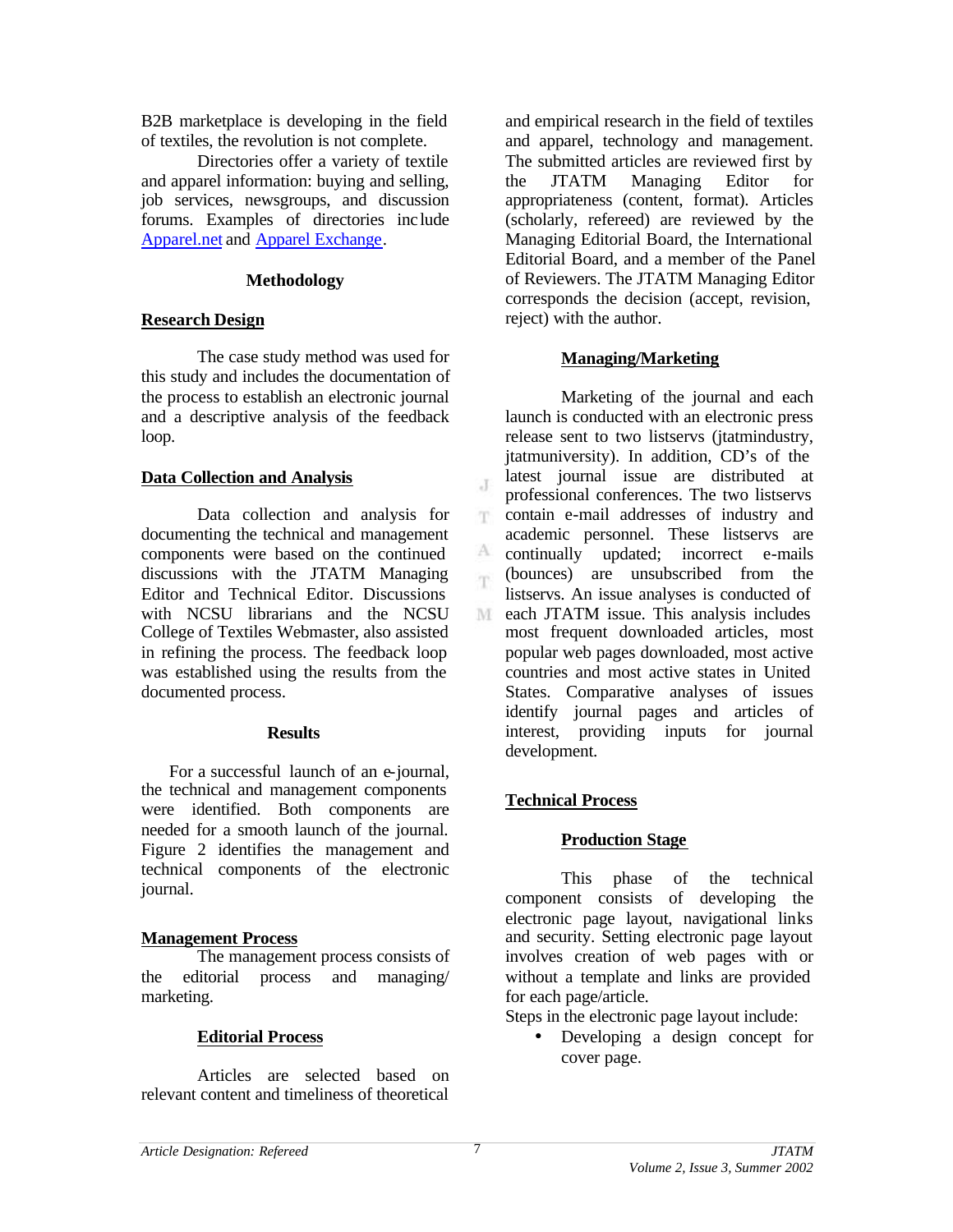B2B marketplace is developing in the field of textiles, the revolution is not complete.

Directories offer a variety of textile and apparel information: buying and selling, job services, newsgroups, and discussion forums. Examples of directories include Apparel.net and Apparel Exchange.

## Methodology

### Research Design

The case study method was used for this study and includes the documentation of the process to establish an electronic journal and a descriptive analysis of the feedback loop.

### Data Collection and Analysis

Data collection and analysis for documenting the technical and management components were based on the continued discussions with the JTATM Managing Editor and Technical Editor. Discussions with NCSU librarians and the NCSU College of Textiles Webmaster, also assisted in refining the process. The feedback loop was established using the results from the documented process.

## Results

For a successful launch of an e-journal, the technical and management components were identified. Both components are needed for a smooth launch of the journal. Figure 2 identifies the management and technical components of the electronic journal.

### Management Process

The management process consists of the editorial process and managing/ marketing.

#### Editorial Process

Articles are selected based on relevant content and timeliness of theoretical and empirical research in the field of textiles and apparel, technology and management. The submitted articles are reviewed first by the JTATM Managing Editor for appropriateness (content, format). Articles (scholarly, refereed) are reviewed by the Managing Editorial Board, the International Editorial Board, and a member of the Panel of Reviewers. The JTATM Managing Editor corresponds the decision (accept, revision, reject) with the author.

#### Managing/Marketing

Marketing of the journal and each launch is conducted with an electronic press release sent to two listservs (jtatmindustry, jtatmuniversity). In addition, CD's of the latest journal issue are distributed at professional conferences. The two listservs contain e-mail addresses of industry and academic personnel. These listservs are continually updated; incorrect e-mails (bounces) are unsubscribed from the listservs. An issue analyses is conducted of each JTATM issue. This analysis includes most frequent downloaded articles, most popular web pages downloaded, most active countries and most active states in United States. Comparative analyses of issues identify journal pages and articles of interest, providing inputs for journal development.

### Technical Process

#### Production Stage

This phase of the technical component consists of developing the electronic page layout, navigational links and security. Setting electronic page layout involves creation of web pages with or without a template and links are provided for each page/article.

Steps in the electronic page layout include:

- Developing a design concept for cover page.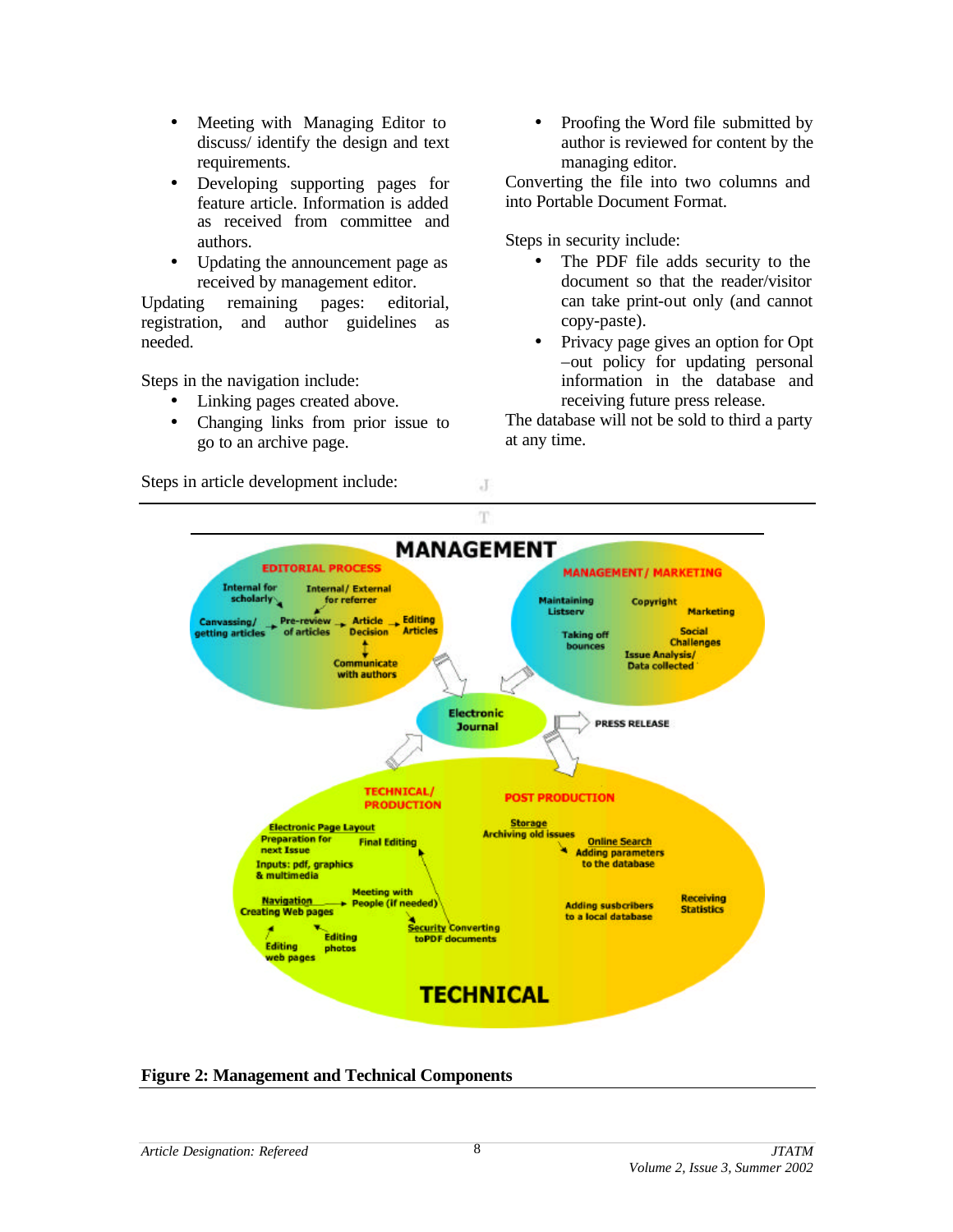- Meeting with Managing Editor to discuss/ identify the design and text requirements.
- Developing supporting pages for feature article. Information is added as received from committee and authors.
- Updating the announcement page as received by management editor.

Updating remaining pages: editorial, registration, and author guidelines as needed.

Steps in the navigation include:

- Linking pages created above.
- Changing links from prior issue to go to an archive page.

Steps in article development include:

- Proofing the Word file submitted by author is reviewed for content by the managing editor.

Converting the file into two columns and into Portable Document Format.

Steps in security include:

- The PDF file adds security to the document so that the reader/visitor can take print-out only (and cannot copy-paste).
- Privacy page gives an option for Opt –out policy for updating personal information in the database and receiving future press release.

The database will not be sold to third a party at any time.

**Figure 2: Management and Technical Components**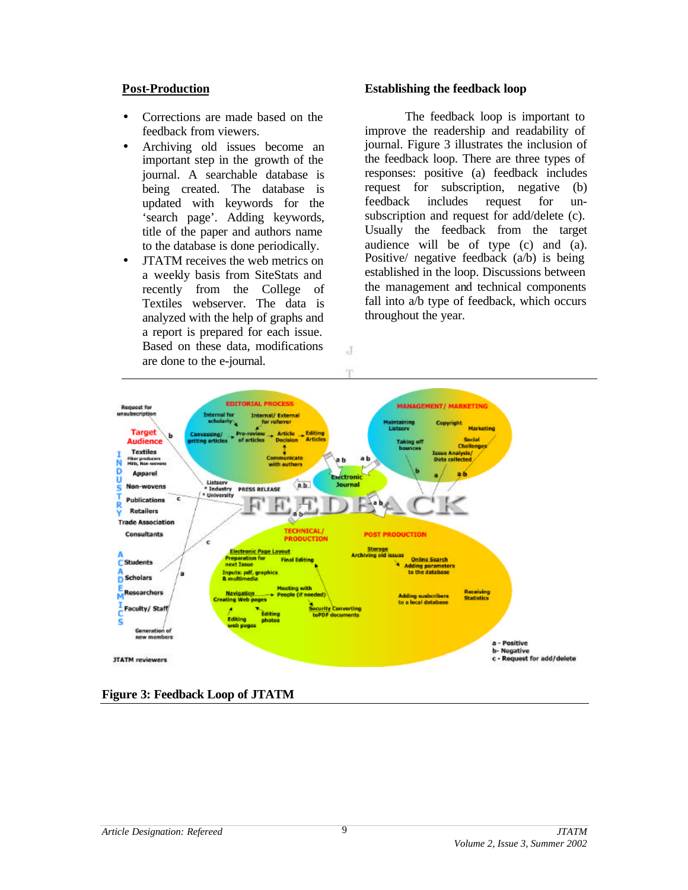## Post-Production

- Corrections are made based on the feedback from viewers.
- Archiving old issues become an important step in the growth of the journal. A searchable database is being created. The database is updated with keywords for the 'search page'. Adding keywords, title of the paper and authors name to the database is done periodically.
- JTATM receives the web metrics on a weekly basis from SiteStats and recently from the College of Textiles webserver. The data is analyzed with the help of graphs and a report is prepared for each issue. Based on these data, modifications are done to the e-journal.

## Establishing the feedback loop

The feedback loop is important to improve the readership and readability of journal. Figure 3 illustrates the inclusion of the feedback loop. There are three types of responses: positive (a) feedback includes request for subscription, negative (b) feedback includes request for un-subscription and request for add/delete (c). Usually the feedback from the target audience will be of type (c) and (a). Positive/ negative feedback (a/b) is being established in the loop. Discussions between the management and technical components fall into a/b type of feedback, which occurs throughout the year.

**Figure 3: Feedback Loop of JTATM**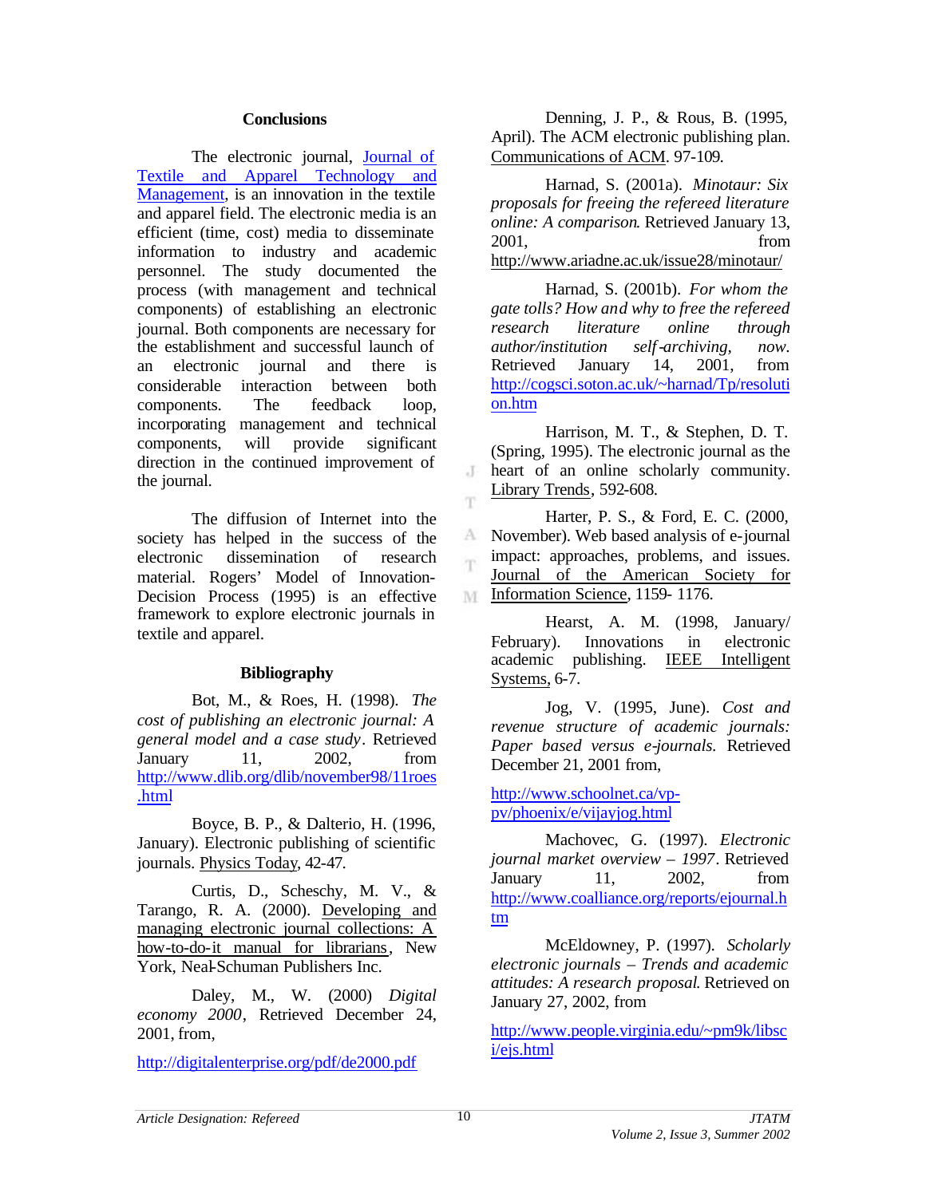## Conclusions

The electronic journal, Journal of Textile and Apparel Technology and Management, is an innovation in the textile and apparel field. The electronic media is an efficient (time, cost) media to disseminate information to industry and academic personnel. The study documented the process (with management and technical components) of establishing an electronic journal. Both components are necessary for the establishment and successful launch of an electronic journal and there is considerable interaction between both components. The feedback loop, incorporating management and technical components, will provide significant direction in the continued improvement of the journal.

The diffusion of Internet into the society has helped in the success of the electronic dissemination of research material. Rogers' Model of Innovation-Decision Process (1995) is an effective framework to explore electronic journals in textile and apparel.

## Bibliography

Bot, M., & Roes, H. (1998). *The cost of publishing an electronic journal: A general model and a case study*. Retrieved January 11, 2002, from http://www.dlib.org/dlib/november98/11roes.html

Boyce, B. P., & Dalterio, H. (1996, January). Electronic publishing of scientific journals. Physics Today, 42-47.

Curtis, D., Scheschy, M. V., & Tarango, R. A. (2000). Developing and managing electronic journal collections: A how-to-do-it manual for librarians, New York, Neal-Schuman Publishers Inc.

Daley, M., W. (2000) *Digital economy 2000*, Retrieved December 24, 2001, from,

http://digitalenterprise.org/pdf/de2000.pdf

Denning, J. P., & Rous, B. (1995, April). The ACM electronic publishing plan. Communications of ACM. 97-109.

Harnad, S. (2001a). *Minotaur: Six proposals for freeing the refereed literature online: A comparison*. Retrieved January 13, 2001, from http://www.ariadne.ac.uk/issue28/minotaur/

Harnad, S. (2001b). *For whom the gate tolls? How and why to free the refereed research literature online through author/institution self-archiving, now.* Retrieved January 14, 2001, from http://cogsci.soton.ac.uk/~harnad/Tp/resolution.htm

Harrison, M. T., & Stephen, D. T. (Spring, 1995). The electronic journal as the heart of an online scholarly community. Library Trends, 592-608.

Harter, P. S., & Ford, E. C. (2000, November). Web based analysis of e-journal impact: approaches, problems, and issues. Journal of the American Society for Information Science, 1159- 1176.

Hearst, A. M. (1998, January/ February). Innovations in electronic academic publishing. IEEE Intelligent Systems, 6-7.

Jog, V. (1995, June). *Cost and revenue structure of academic journals: Paper based versus e-journals.* Retrieved December 21, 2001 from,

http://www.schoolnet.ca/vp-pv/phoenix/e/vijayjog.html

Machovec, G. (1997). *Electronic journal market overview – 1997*. Retrieved January 11, 2002, from http://www.coalliance.org/reports/ejournal.htm

McEldowney, P. (1997). *Scholarly electronic journals – Trends and academic attitudes: A research proposal*. Retrieved on January 27, 2002, from

http://www.people.virginia.edu/~pm9k/libsci/ejs.html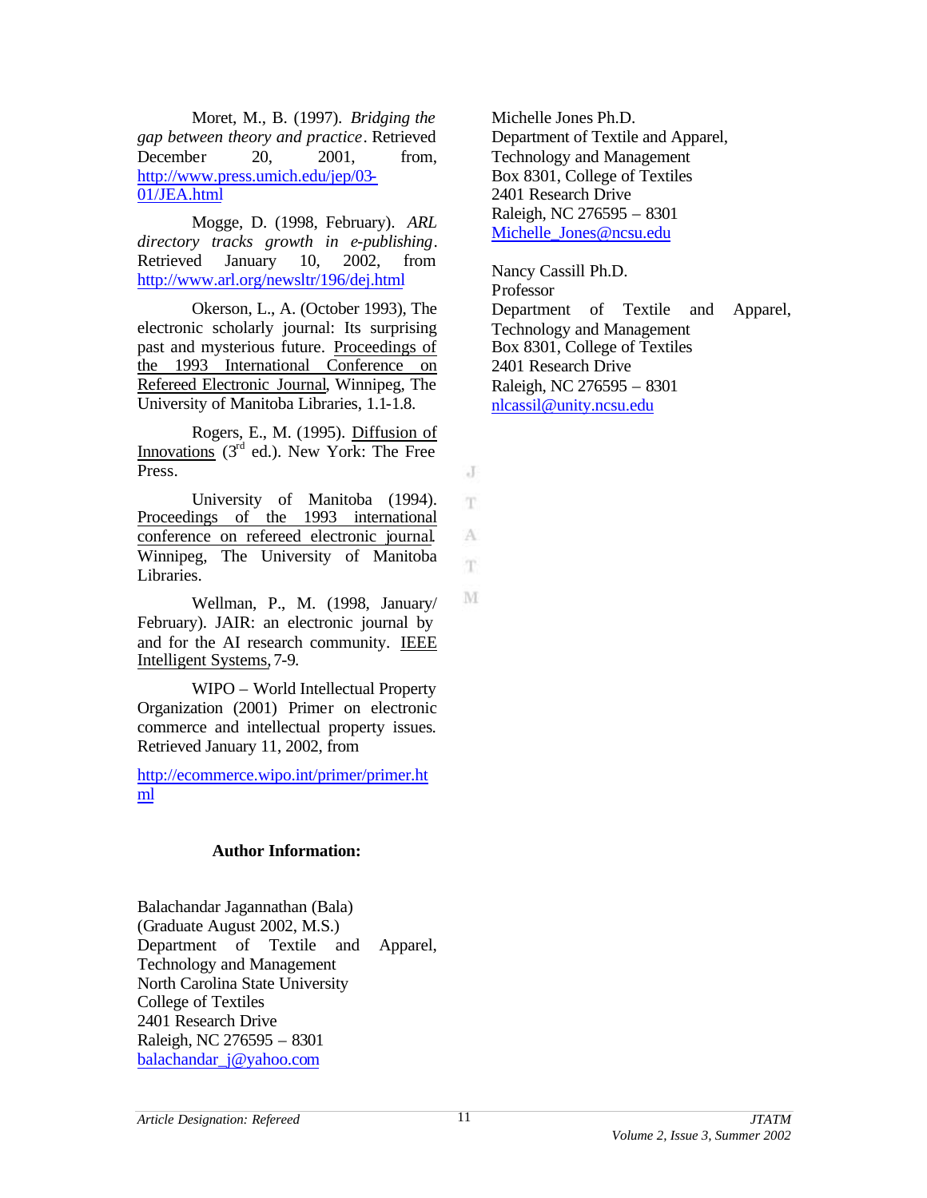Moret, M., B. (1997). *Bridging the gap between theory and practice*. Retrieved December 20, 2001, from http://www.press.umich.edu/jep/03-01/JEA.html

Mogge, D. (1998, February). *ARL directory tracks growth in e-publishing*. Retrieved January 10, 2002, from http://www.arl.org/newsltr/196/dej.html

Okerson, L., A. (October 1993), The electronic scholarly journal: Its surprising past and mysterious future. Proceedings of the 1993 International Conference on Refereed Electronic Journal, Winnipeg, The University of Manitoba Libraries, 1.1-1.8.

Rogers, E., M. (1995). Diffusion of Innovations (3rd ed.). New York: The Free Press.

University of Manitoba (1994). Proceedings of the 1993 international conference on refereed electronic journal. Winnipeg, The University of Manitoba Libraries.

Wellman, P., M. (1998, January/ February). JAIR: an electronic journal by and for the AI research community. IEEE Intelligent Systems, 7-9.

WIPO – World Intellectual Property Organization (2001) Primer on electronic commerce and intellectual property issues. Retrieved January 11, 2002, from

http://ecommerce.wipo.int/primer/primer.html

**Author Information:**

Balachandar Jagannathan (Bala)
(Graduate August 2002, M.S.)
Department of Textile and Apparel, Technology and Management
North Carolina State University
College of Textiles
2401 Research Drive
Raleigh, NC 276595 – 8301
balachandar_j@yahoo.com

Michelle Jones Ph.D.
Department of Textile and Apparel, Technology and Management
Box 8301, College of Textiles
2401 Research Drive
Raleigh, NC 276595 – 8301
Michelle_Jones@ncsu.edu

Nancy Cassill Ph.D.
Professor
Department of Textile and Apparel, Technology and Management
Box 8301, College of Textiles
2401 Research Drive
Raleigh, NC 276595 – 8301
nlcassil@unity.ncsu.edu